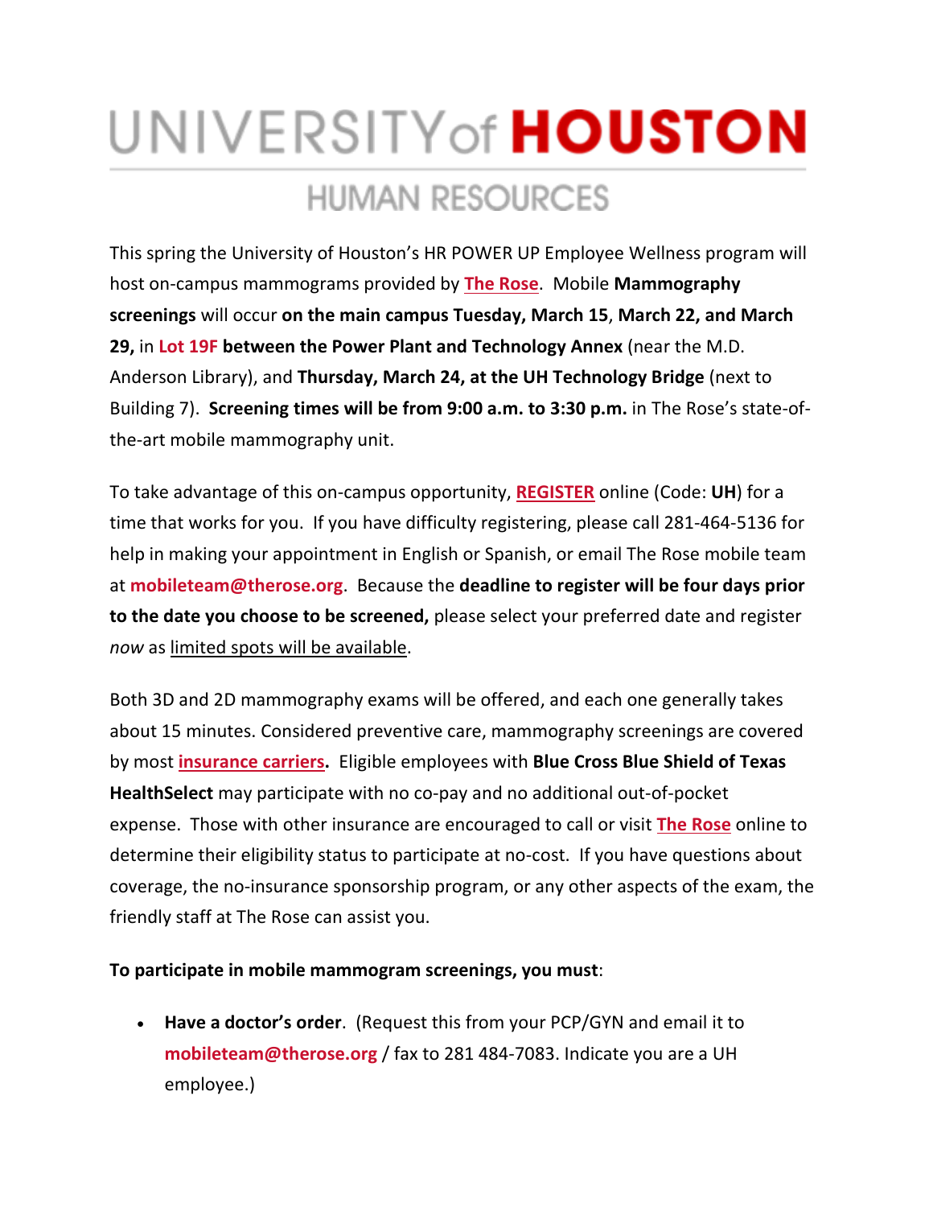# UNIVERSITY of HOUSTON

## HUMAN RESOURCES

This spring the University of Houston's HR POWER UP Employee Wellness program will host on-campus mammograms provided by The Rose. Mobile **Mammography screenings** will occur **on the main campus Tuesday, March 15**, **March 22, and March 29,** in **Lot 19F between the Power Plant and Technology Annex** (near the M.D. Anderson Library), and **Thursday, March 24, at the UH Technology Bridge** (next to Building 7). **Screening times will be from 9:00 a.m. to 3:30 p.m.** in The Rose's state-of-the-art mobile mammography unit.

To take advantage of this on-campus opportunity, **REGISTER** online (Code: **UH**) for a time that works for you. If you have difficulty registering, please call 281-464-5136 for help in making your appointment in English or Spanish, or email The Rose mobile team at **mobileteam@therose.org**. Because the **deadline to register will be four days prior to the date you choose to be screened,** please select your preferred date and register *now* as limited spots will be available.

Both 3D and 2D mammography exams will be offered, and each one generally takes about 15 minutes. Considered preventive care, mammography screenings are covered by most **insurance carriers.** Eligible employees with **Blue Cross Blue Shield of Texas HealthSelect** may participate with no co-pay and no additional out-of-pocket expense. Those with other insurance are encouraged to call or visit **The Rose** online to determine their eligibility status to participate at no-cost. If you have questions about coverage, the no-insurance sponsorship program, or any other aspects of the exam, the friendly staff at The Rose can assist you.

**To participate in mobile mammogram screenings, you must**:

- **Have a doctor's order**. (Request this from your PCP/GYN and email it to **mobileteam@therose.org** / fax to 281 484-7083. Indicate you are a UH employee.)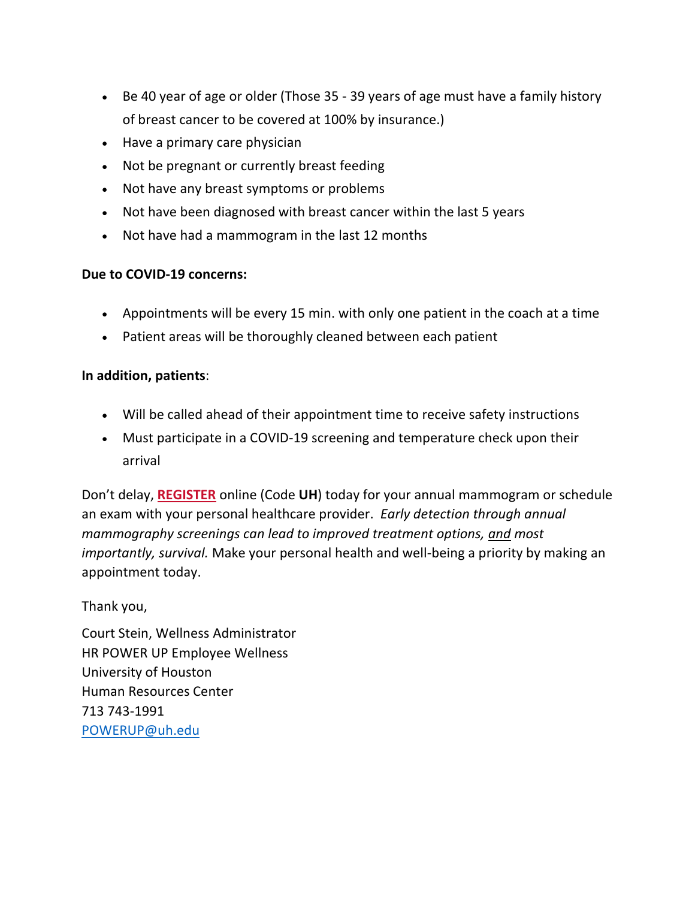- Be 40 year of age or older (Those 35 - 39 years of age must have a family history of breast cancer to be covered at 100% by insurance.)
- Have a primary care physician
- Not be pregnant or currently breast feeding
- Not have any breast symptoms or problems
- Not have been diagnosed with breast cancer within the last 5 years
- Not have had a mammogram in the last 12 months

**Due to COVID-19 concerns:**

- Appointments will be every 15 min. with only one patient in the coach at a time
- Patient areas will be thoroughly cleaned between each patient

**In addition, patients**:

- Will be called ahead of their appointment time to receive safety instructions
- Must participate in a COVID-19 screening and temperature check upon their arrival

Don't delay, **REGISTER** online (Code **UH**) today for your annual mammogram or schedule an exam with your personal healthcare provider. *Early detection through annual mammography screenings can lead to improved treatment options, and most importantly, survival.* Make your personal health and well-being a priority by making an appointment today.

Thank you,

Court Stein, Wellness Administrator
HR POWER UP Employee Wellness
University of Houston
Human Resources Center
713 743-1991
POWERUP@uh.edu